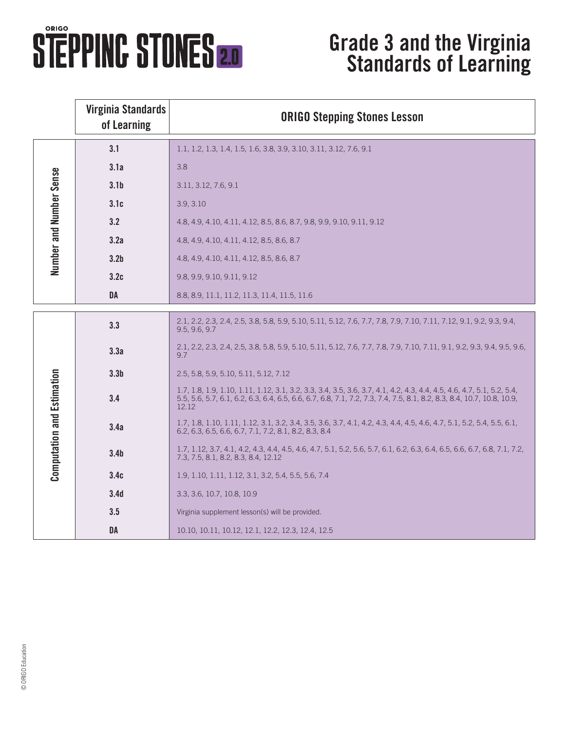# ORIGO STEPPING STONES 2.0

# Grade 3 and the Virginia Standards of Learning

| | Virginia Standards of Learning | ORIGO Stepping Stones Lesson |
|---|---|---|
| Number and Number Sense | 3.1 | 1.1, 1.2, 1.3, 1.4, 1.5, 1.6, 3.8, 3.9, 3.10, 3.11, 3.12, 7.6, 9.1 |
| | 3.1a | 3.8 |
| | 3.1b | 3.11, 3.12, 7.6, 9.1 |
| | 3.1c | 3.9, 3.10 |
| | 3.2 | 4.8, 4.9, 4.10, 4.11, 4.12, 8.5, 8.6, 8.7, 9.8, 9.9, 9.10, 9.11, 9.12 |
| | 3.2a | 4.8, 4.9, 4.10, 4.11, 4.12, 8.5, 8.6, 8.7 |
| | 3.2b | 4.8, 4.9, 4.10, 4.11, 4.12, 8.5, 8.6, 8.7 |
| | 3.2c | 9.8, 9.9, 9.10, 9.11, 9.12 |
| | DA | 8.8, 8.9, 11.1, 11.2, 11.3, 11.4, 11.5, 11.6 |

| | Virginia Standards of Learning | ORIGO Stepping Stones Lesson |
|---|---|---|
| Computation and Estimation | 3.3 | 2.1, 2.2, 2.3, 2.4, 2.5, 3.8, 5.8, 5.9, 5.10, 5.11, 5.12, 7.6, 7.7, 7.8, 7.9, 7.10, 7.11, 7.12, 9.1, 9.2, 9.3, 9.4, 9.5, 9.6, 9.7 |
| | 3.3a | 2.1, 2.2, 2.3, 2.4, 2.5, 3.8, 5.8, 5.9, 5.10, 5.11, 5.12, 7.6, 7.7, 7.8, 7.9, 7.10, 7.11, 9.1, 9.2, 9.3, 9.4, 9.5, 9.6, 9.7 |
| | 3.3b | 2.5, 5.8, 5.9, 5.10, 5.11, 5.12, 7.12 |
| | 3.4 | 1.7, 1.8, 1.9, 1.10, 1.11, 1.12, 3.1, 3.2, 3.3, 3.4, 3.5, 3.6, 3.7, 4.1, 4.2, 4.3, 4.4, 4.5, 4.6, 4.7, 5.1, 5.2, 5.4, 5.5, 5.6, 5.7, 6.1, 6.2, 6.3, 6.4, 6.5, 6.6, 6.7, 6.8, 7.1, 7.2, 7.3, 7.4, 7.5, 8.1, 8.2, 8.3, 8.4, 10.7, 10.8, 10.9, 12.12 |
| | 3.4a | 1.7, 1.8, 1.10, 1.11, 1.12, 3.1, 3.2, 3.4, 3.5, 3.6, 3.7, 4.1, 4.2, 4.3, 4.4, 4.5, 4.6, 4.7, 5.1, 5.2, 5.4, 5.5, 6.1, 6.2, 6.3, 6.5, 6.6, 6.7, 7.1, 7.2, 8.1, 8.2, 8.3, 8.4 |
| | 3.4b | 1.7, 1.12, 3.7, 4.1, 4.2, 4.3, 4.4, 4.5, 4.6, 4.7, 5.1, 5.2, 5.6, 5.7, 6.1, 6.2, 6.3, 6.4, 6.5, 6.6, 6.7, 6.8, 7.1, 7.2, 7.3, 7.5, 8.1, 8.2, 8.3, 8.4, 12.12 |
| | 3.4c | 1.9, 1.10, 1.11, 1.12, 3.1, 3.2, 5.4, 5.5, 5.6, 7.4 |
| | 3.4d | 3.3, 3.6, 10.7, 10.8, 10.9 |
| | 3.5 | Virginia supplement lesson(s) will be provided. |
| | DA | 10.10, 10.11, 10.12, 12.1, 12.2, 12.3, 12.4, 12.5 |

© ORIGO Education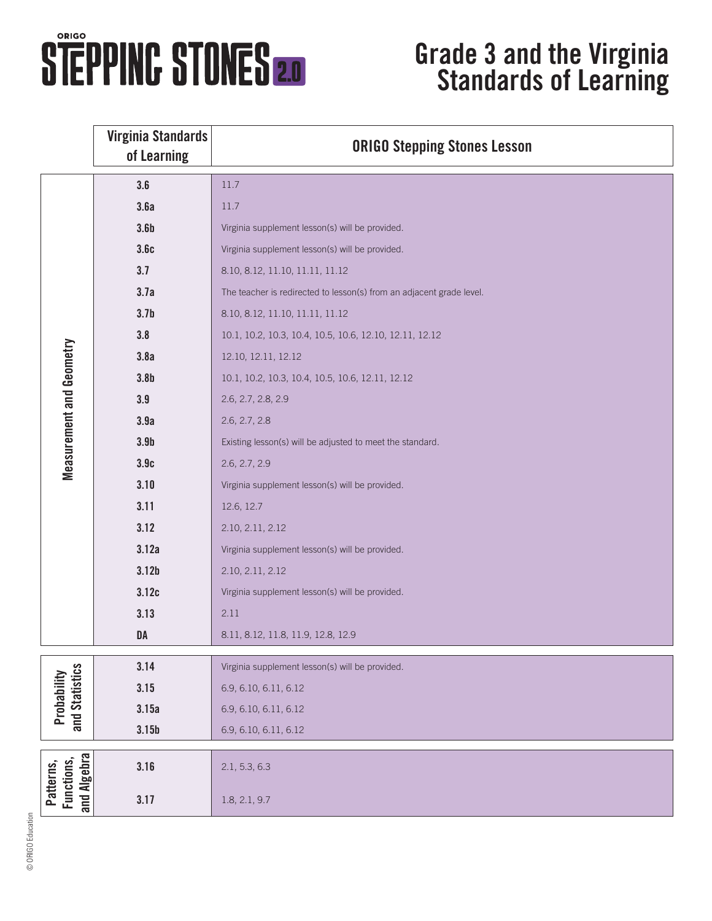# Grade 3 and the Virginia Standards of Learning

| | Virginia Standards of Learning | ORIGO Stepping Stones Lesson |
|---|---|---|
| Measurement and Geometry | 3.6 | 11.7 |
| | 3.6a | 11.7 |
| | 3.6b | Virginia supplement lesson(s) will be provided. |
| | 3.6c | Virginia supplement lesson(s) will be provided. |
| | 3.7 | 8.10, 8.12, 11.10, 11.11, 11.12 |
| | 3.7a | The teacher is redirected to lesson(s) from an adjacent grade level. |
| | 3.7b | 8.10, 8.12, 11.10, 11.11, 11.12 |
| | 3.8 | 10.1, 10.2, 10.3, 10.4, 10.5, 10.6, 12.10, 12.11, 12.12 |
| | 3.8a | 12.10, 12.11, 12.12 |
| | 3.8b | 10.1, 10.2, 10.3, 10.4, 10.5, 10.6, 12.11, 12.12 |
| | 3.9 | 2.6, 2.7, 2.8, 2.9 |
| | 3.9a | 2.6, 2.7, 2.8 |
| | 3.9b | Existing lesson(s) will be adjusted to meet the standard. |
| | 3.9c | 2.6, 2.7, 2.9 |
| | 3.10 | Virginia supplement lesson(s) will be provided. |
| | 3.11 | 12.6, 12.7 |
| | 3.12 | 2.10, 2.11, 2.12 |
| | 3.12a | Virginia supplement lesson(s) will be provided. |
| | 3.12b | 2.10, 2.11, 2.12 |
| | 3.12c | Virginia supplement lesson(s) will be provided. |
| | 3.13 | 2.11 |
| | DA | 8.11, 8.12, 11.8, 11.9, 12.8, 12.9 |
| Probability and Statistics | 3.14 | Virginia supplement lesson(s) will be provided. |
| | 3.15 | 6.9, 6.10, 6.11, 6.12 |
| | 3.15a | 6.9, 6.10, 6.11, 6.12 |
| | 3.15b | 6.9, 6.10, 6.11, 6.12 |
| Patterns, Functions, and Algebra | 3.16 | 2.1, 5.3, 6.3 |
| | 3.17 | 1.8, 2.1, 9.7 |

© ORIGO Education